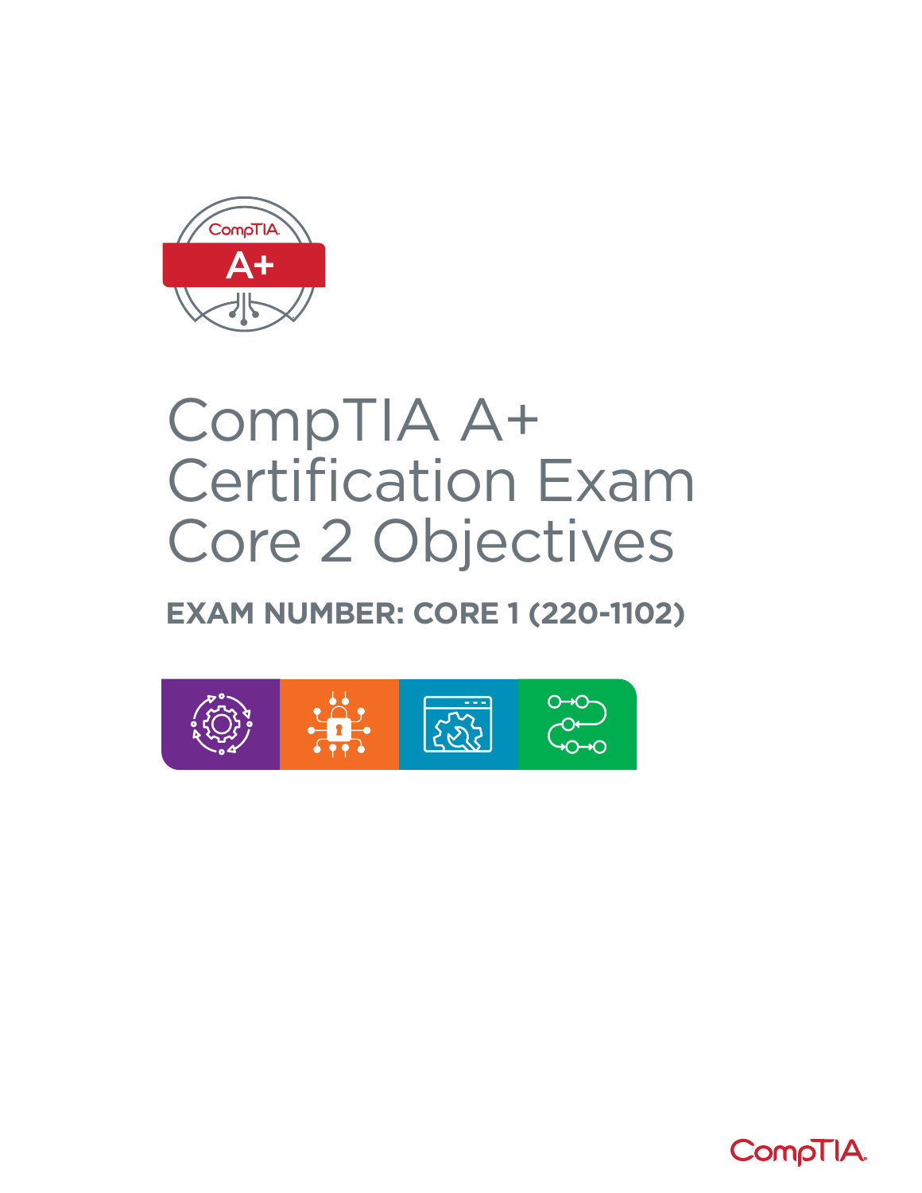CompTIA

A+

# CompTIA A+ Certification Exam Core 2 Objectives

**EXAM NUMBER: CORE 1 (220-1102)**

CompTIA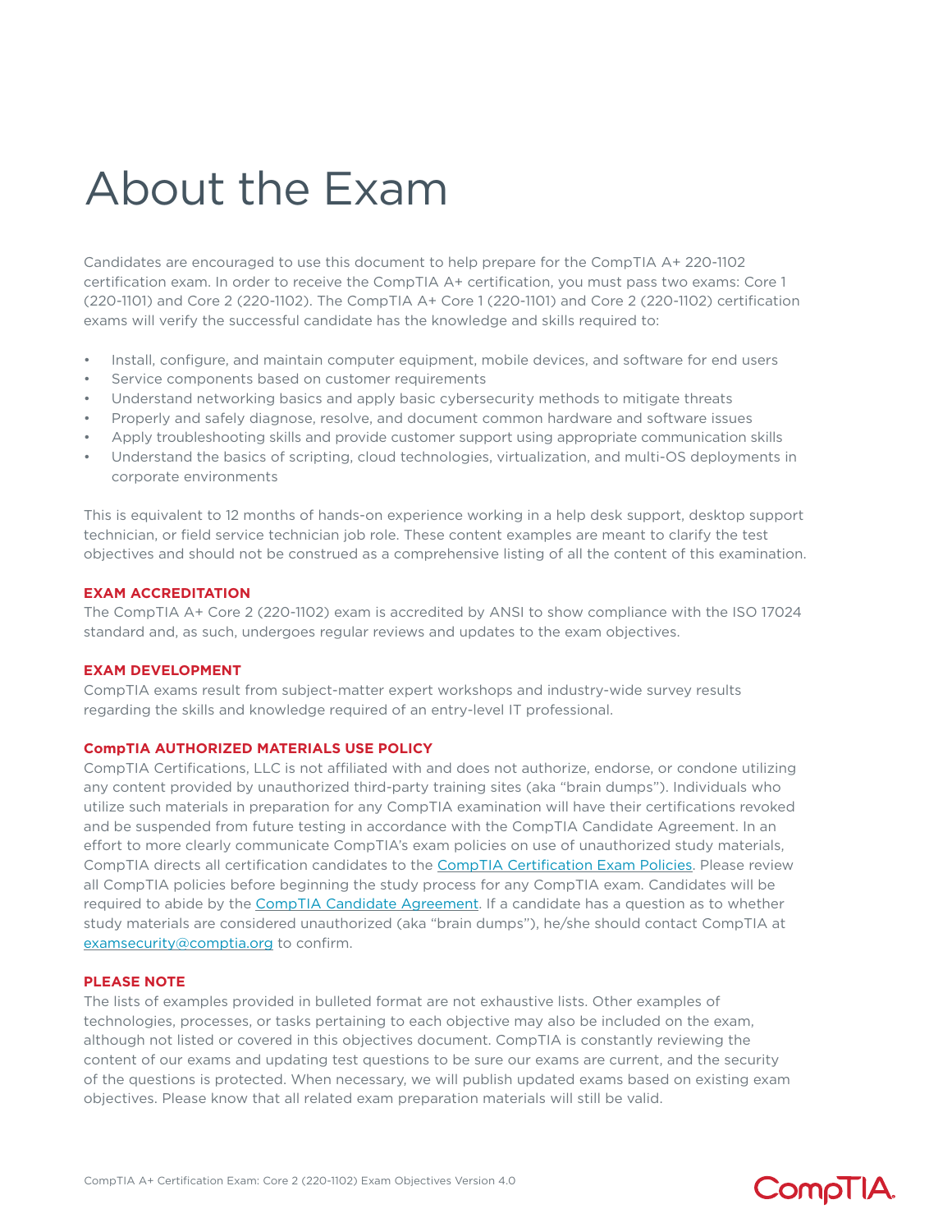# About the Exam

Candidates are encouraged to use this document to help prepare for the CompTIA A+ 220-1102 certification exam. In order to receive the CompTIA A+ certification, you must pass two exams: Core 1 (220-1101) and Core 2 (220-1102). The CompTIA A+ Core 1 (220-1101) and Core 2 (220-1102) certification exams will verify the successful candidate has the knowledge and skills required to:

- Install, configure, and maintain computer equipment, mobile devices, and software for end users
- Service components based on customer requirements
- Understand networking basics and apply basic cybersecurity methods to mitigate threats
- Properly and safely diagnose, resolve, and document common hardware and software issues
- Apply troubleshooting skills and provide customer support using appropriate communication skills
- Understand the basics of scripting, cloud technologies, virtualization, and multi-OS deployments in corporate environments

This is equivalent to 12 months of hands-on experience working in a help desk support, desktop support technician, or field service technician job role. These content examples are meant to clarify the test objectives and should not be construed as a comprehensive listing of all the content of this examination.

### EXAM ACCREDITATION

The CompTIA A+ Core 2 (220-1102) exam is accredited by ANSI to show compliance with the ISO 17024 standard and, as such, undergoes regular reviews and updates to the exam objectives.

### EXAM DEVELOPMENT

CompTIA exams result from subject-matter expert workshops and industry-wide survey results regarding the skills and knowledge required of an entry-level IT professional.

### CompTIA AUTHORIZED MATERIALS USE POLICY

CompTIA Certifications, LLC is not affiliated with and does not authorize, endorse, or condone utilizing any content provided by unauthorized third-party training sites (aka "brain dumps"). Individuals who utilize such materials in preparation for any CompTIA examination will have their certifications revoked and be suspended from future testing in accordance with the CompTIA Candidate Agreement. In an effort to more clearly communicate CompTIA's exam policies on use of unauthorized study materials, CompTIA directs all certification candidates to the CompTIA Certification Exam Policies. Please review all CompTIA policies before beginning the study process for any CompTIA exam. Candidates will be required to abide by the CompTIA Candidate Agreement. If a candidate has a question as to whether study materials are considered unauthorized (aka "brain dumps"), he/she should contact CompTIA at examsecurity@comptia.org to confirm.

### PLEASE NOTE

The lists of examples provided in bulleted format are not exhaustive lists. Other examples of technologies, processes, or tasks pertaining to each objective may also be included on the exam, although not listed or covered in this objectives document. CompTIA is constantly reviewing the content of our exams and updating test questions to be sure our exams are current, and the security of the questions is protected. When necessary, we will publish updated exams based on existing exam objectives. Please know that all related exam preparation materials will still be valid.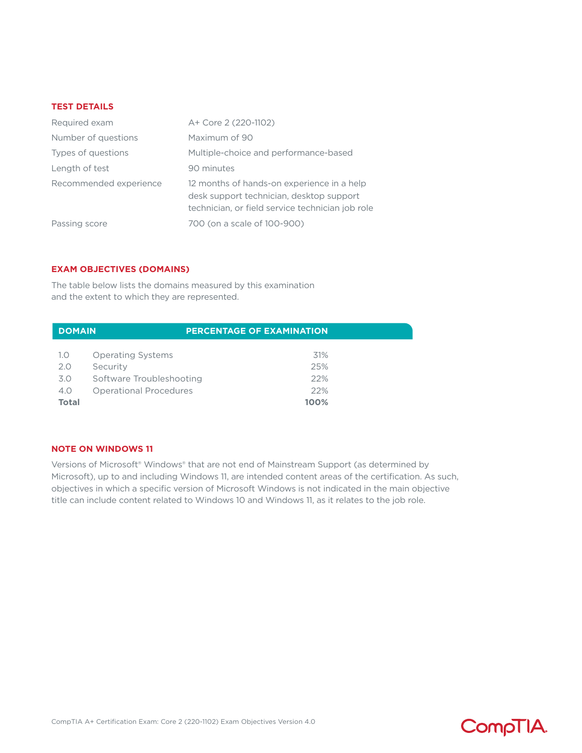## TEST DETAILS

| | |
|---|---|
| Required exam | A+ Core 2 (220-1102) |
| Number of questions | Maximum of 90 |
| Types of questions | Multiple-choice and performance-based |
| Length of test | 90 minutes |
| Recommended experience | 12 months of hands-on experience in a help desk support technician, desktop support technician, or field service technician job role |
| Passing score | 700 (on a scale of 100-900) |

## EXAM OBJECTIVES (DOMAINS)

The table below lists the domains measured by this examination and the extent to which they are represented.

| DOMAIN | | PERCENTAGE OF EXAMINATION |
|---|---|---|
| 1.0 | Operating Systems | 31% |
| 2.0 | Security | 25% |
| 3.0 | Software Troubleshooting | 22% |
| 4.0 | Operational Procedures | 22% |
| **Total** | | **100%** |

## NOTE ON WINDOWS 11

Versions of Microsoft® Windows® that are not end of Mainstream Support (as determined by Microsoft), up to and including Windows 11, are intended content areas of the certification. As such, objectives in which a specific version of Microsoft Windows is not indicated in the main objective title can include content related to Windows 10 and Windows 11, as it relates to the job role.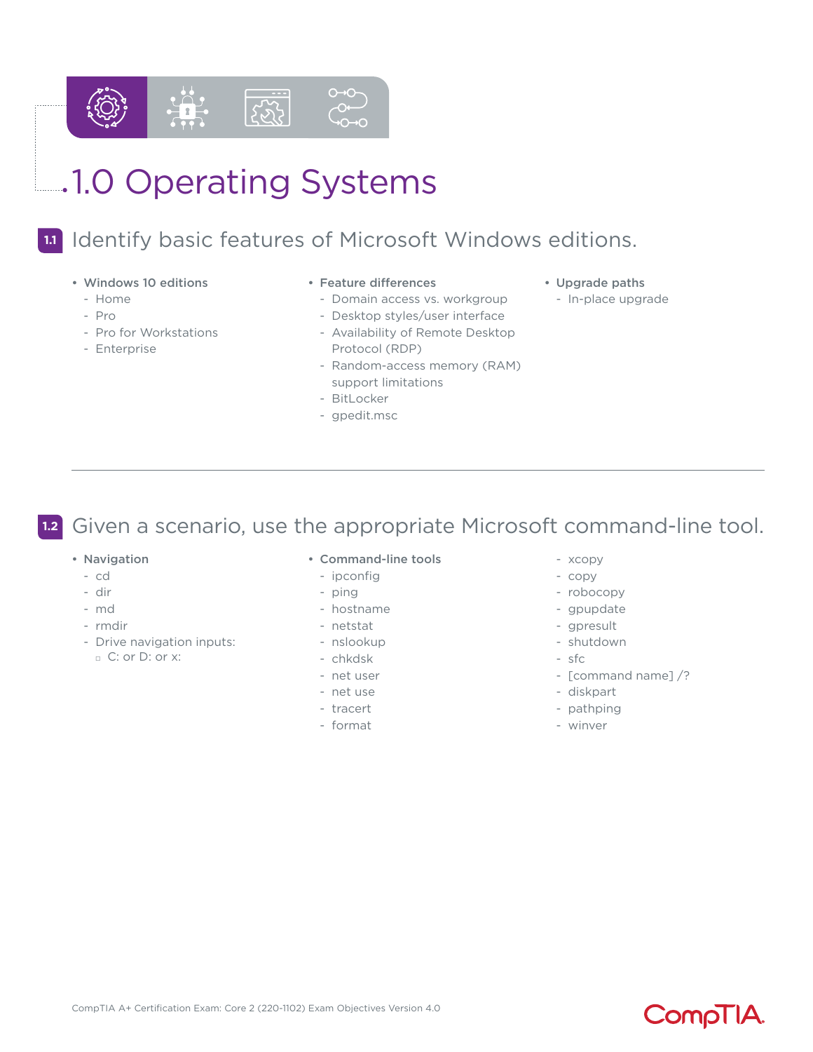# 1.0 Operating Systems

## 1.1 Identify basic features of Microsoft Windows editions.

- **Windows 10 editions**
  - Home
  - Pro
  - Pro for Workstations
  - Enterprise
- **Feature differences**
  - Domain access vs. workgroup
  - Desktop styles/user interface
  - Availability of Remote Desktop Protocol (RDP)
  - Random-access memory (RAM) support limitations
  - BitLocker
  - gpedit.msc
- **Upgrade paths**
  - In-place upgrade

## 1.2 Given a scenario, use the appropriate Microsoft command-line tool.

- **Navigation**
  - cd
  - dir
  - md
  - rmdir
  - Drive navigation inputs:
    - C: or D: or x:
- **Command-line tools**
  - ipconfig
  - ping
  - hostname
  - netstat
  - nslookup
  - chkdsk
  - net user
  - net use
  - tracert
  - format
  - xcopy
  - copy
  - robocopy
  - gpupdate
  - gpresult
  - shutdown
  - sfc
  - [command name] /?
  - diskpart
  - pathping
  - winver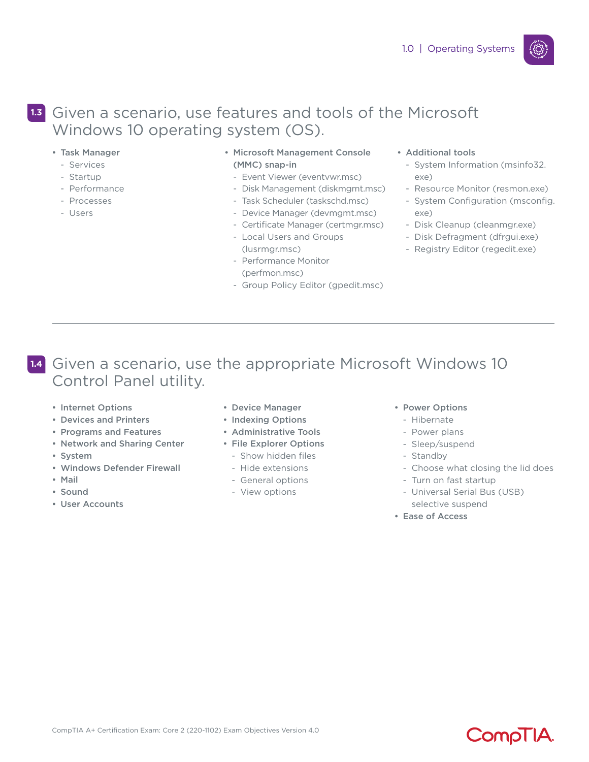## 1.3 Given a scenario, use features and tools of the Microsoft Windows 10 operating system (OS).

- **Task Manager**
  - Services
  - Startup
  - Performance
  - Processes
  - Users
- **Microsoft Management Console (MMC) snap-in**
  - Event Viewer (eventvwr.msc)
  - Disk Management (diskmgmt.msc)
  - Task Scheduler (taskschd.msc)
  - Device Manager (devmgmt.msc)
  - Certificate Manager (certmgr.msc)
  - Local Users and Groups (lusrmgr.msc)
  - Performance Monitor (perfmon.msc)
  - Group Policy Editor (gpedit.msc)
- **Additional tools**
  - System Information (msinfo32.exe)
  - Resource Monitor (resmon.exe)
  - System Configuration (msconfig.exe)
  - Disk Cleanup (cleanmgr.exe)
  - Disk Defragment (dfrgui.exe)
  - Registry Editor (regedit.exe)

---

## 1.4 Given a scenario, use the appropriate Microsoft Windows 10 Control Panel utility.

- **Internet Options**
- **Devices and Printers**
- **Programs and Features**
- **Network and Sharing Center**
- **System**
- **Windows Defender Firewall**
- **Mail**
- **Sound**
- **User Accounts**
- **Device Manager**
- **Indexing Options**
- **Administrative Tools**
- **File Explorer Options**
  - Show hidden files
  - Hide extensions
  - General options
  - View options
- **Power Options**
  - Hibernate
  - Power plans
  - Sleep/suspend
  - Standby
  - Choose what closing the lid does
  - Turn on fast startup
  - Universal Serial Bus (USB) selective suspend
- **Ease of Access**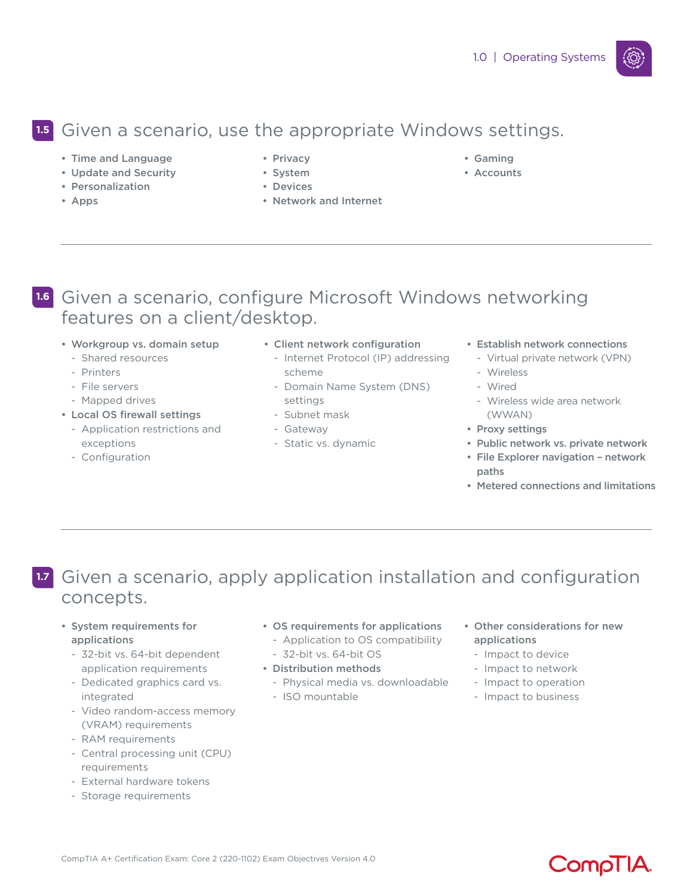## 1.5 Given a scenario, use the appropriate Windows settings.

- Time and Language
- Update and Security
- Personalization
- Apps
- Privacy
- System
- Devices
- Network and Internet
- Gaming
- Accounts

## 1.6 Given a scenario, configure Microsoft Windows networking features on a client/desktop.

- **Workgroup vs. domain setup**
  - Shared resources
  - Printers
  - File servers
  - Mapped drives
- **Local OS firewall settings**
  - Application restrictions and exceptions
  - Configuration
- **Client network configuration**
  - Internet Protocol (IP) addressing scheme
  - Domain Name System (DNS) settings
  - Subnet mask
  - Gateway
  - Static vs. dynamic
- **Establish network connections**
  - Virtual private network (VPN)
  - Wireless
  - Wired
  - Wireless wide area network (WWAN)
- **Proxy settings**
- **Public network vs. private network**
- **File Explorer navigation – network paths**
- **Metered connections and limitations**

## 1.7 Given a scenario, apply application installation and configuration concepts.

- **System requirements for applications**
  - 32-bit vs. 64-bit dependent application requirements
  - Dedicated graphics card vs. integrated
  - Video random-access memory (VRAM) requirements
  - RAM requirements
  - Central processing unit (CPU) requirements
  - External hardware tokens
  - Storage requirements
- **OS requirements for applications**
  - Application to OS compatibility
  - 32-bit vs. 64-bit OS
- **Distribution methods**
  - Physical media vs. downloadable
  - ISO mountable
- **Other considerations for new applications**
  - Impact to device
  - Impact to network
  - Impact to operation
  - Impact to business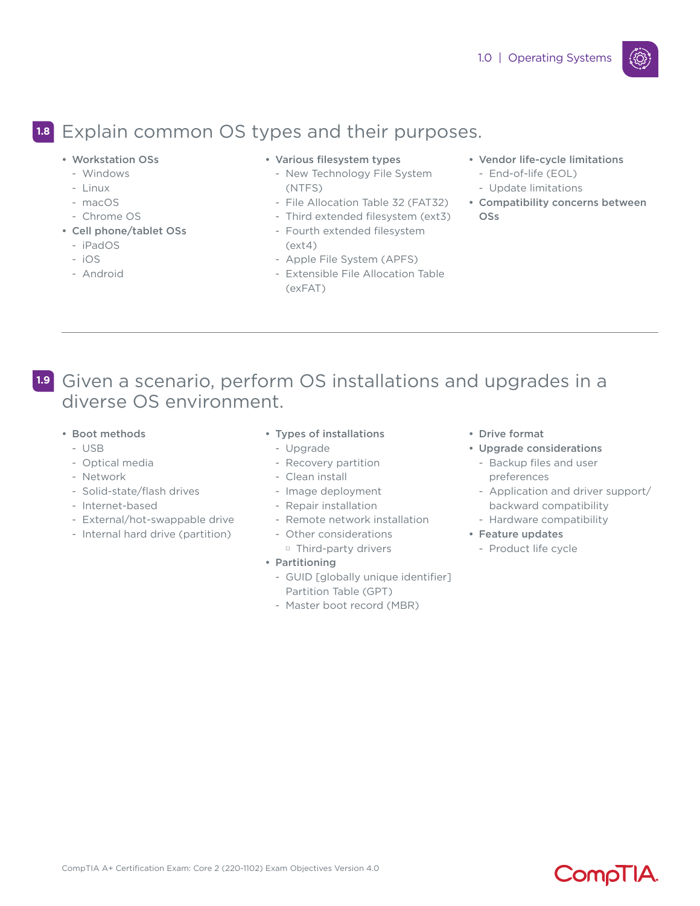## 1.8 Explain common OS types and their purposes.

- **Workstation OSs**
  - Windows
  - Linux
  - macOS
  - Chrome OS
- **Cell phone/tablet OSs**
  - iPadOS
  - iOS
  - Android
- **Various filesystem types**
  - New Technology File System (NTFS)
  - File Allocation Table 32 (FAT32)
  - Third extended filesystem (ext3)
  - Fourth extended filesystem (ext4)
  - Apple File System (APFS)
  - Extensible File Allocation Table (exFAT)
- **Vendor life-cycle limitations**
  - End-of-life (EOL)
  - Update limitations
- **Compatibility concerns between OSs**

---

## 1.9 Given a scenario, perform OS installations and upgrades in a diverse OS environment.

- **Boot methods**
  - USB
  - Optical media
  - Network
  - Solid-state/flash drives
  - Internet-based
  - External/hot-swappable drive
  - Internal hard drive (partition)
- **Types of installations**
  - Upgrade
  - Recovery partition
  - Clean install
  - Image deployment
  - Repair installation
  - Remote network installation
  - Other considerations
    - Third-party drivers
- **Partitioning**
  - GUID [globally unique identifier] Partition Table (GPT)
  - Master boot record (MBR)
- **Drive format**
- **Upgrade considerations**
  - Backup files and user preferences
  - Application and driver support/backward compatibility
  - Hardware compatibility
- **Feature updates**
  - Product life cycle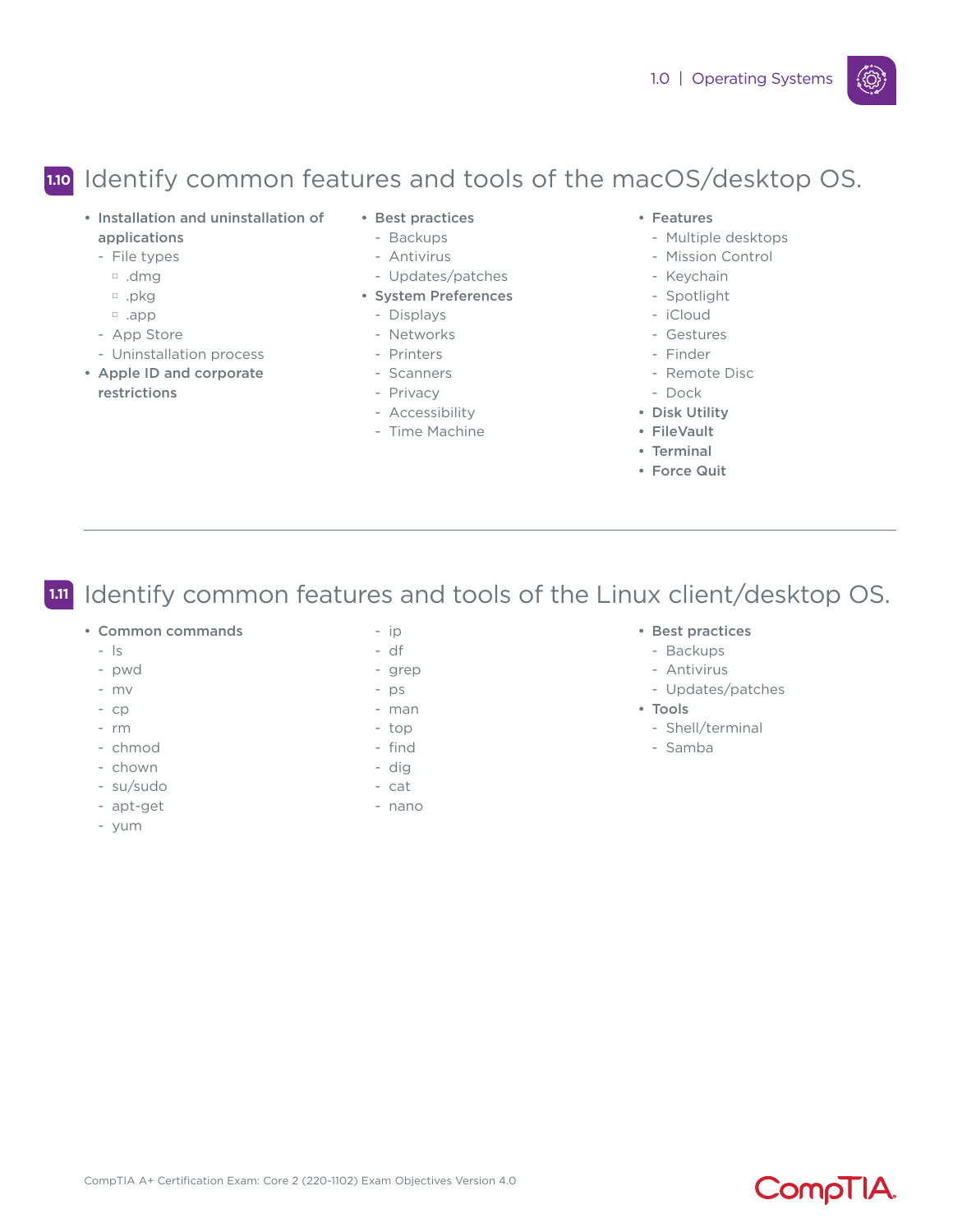## 1.10 Identify common features and tools of the macOS/desktop OS.

- **Installation and uninstallation of applications**
  - File types
    - .dmg
    - .pkg
    - .app
  - App Store
  - Uninstallation process
- **Apple ID and corporate restrictions**
- **Best practices**
  - Backups
  - Antivirus
  - Updates/patches
- **System Preferences**
  - Displays
  - Networks
  - Printers
  - Scanners
  - Privacy
  - Accessibility
  - Time Machine
- **Features**
  - Multiple desktops
  - Mission Control
  - Keychain
  - Spotlight
  - iCloud
  - Gestures
  - Finder
  - Remote Disc
  - Dock
- **Disk Utility**
- **FileVault**
- **Terminal**
- **Force Quit**

---

## 1.11 Identify common features and tools of the Linux client/desktop OS.

- **Common commands**
  - ls
  - pwd
  - mv
  - cp
  - rm
  - chmod
  - chown
  - su/sudo
  - apt-get
  - yum
  - ip
  - df
  - grep
  - ps
  - man
  - top
  - find
  - dig
  - cat
  - nano
- **Best practices**
  - Backups
  - Antivirus
  - Updates/patches
- **Tools**
  - Shell/terminal
  - Samba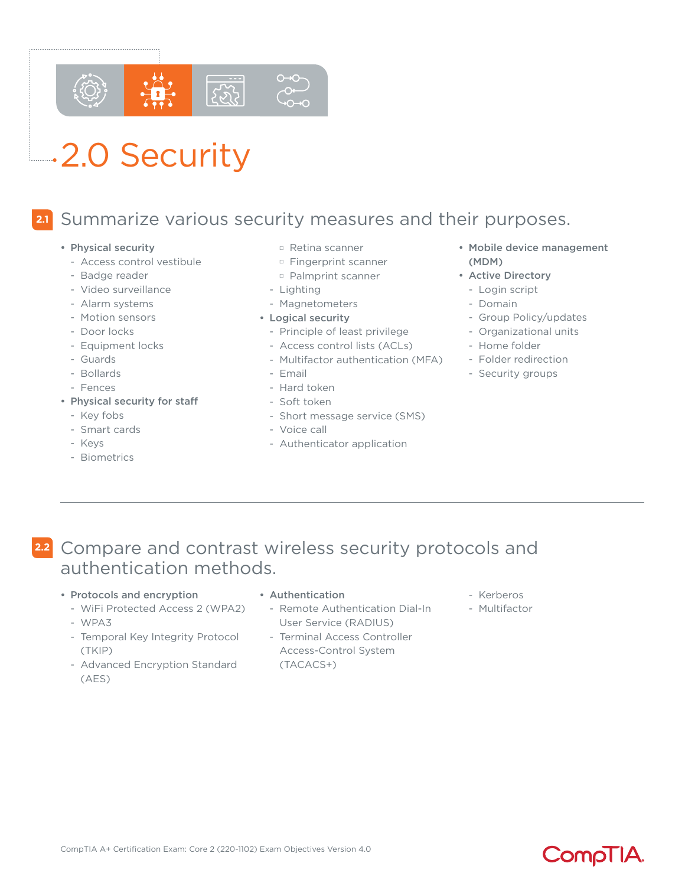# 2.0 Security

## 2.1 Summarize various security measures and their purposes.

- **Physical security**
  - Access control vestibule
  - Badge reader
  - Video surveillance
  - Alarm systems
  - Motion sensors
  - Door locks
  - Equipment locks
  - Guards
  - Bollards
  - Fences
- **Physical security for staff**
  - Key fobs
  - Smart cards
  - Keys
  - Biometrics
    - Retina scanner
    - Fingerprint scanner
    - Palmprint scanner
  - Lighting
  - Magnetometers
- **Logical security**
  - Principle of least privilege
  - Access control lists (ACLs)
  - Multifactor authentication (MFA)
  - Email
  - Hard token
  - Soft token
  - Short message service (SMS)
  - Voice call
  - Authenticator application
- **Mobile device management (MDM)**
- **Active Directory**
  - Login script
  - Domain
  - Group Policy/updates
  - Organizational units
  - Home folder
  - Folder redirection
  - Security groups

## 2.2 Compare and contrast wireless security protocols and authentication methods.

- **Protocols and encryption**
  - WiFi Protected Access 2 (WPA2)
  - WPA3
  - Temporal Key Integrity Protocol (TKIP)
  - Advanced Encryption Standard (AES)
- **Authentication**
  - Remote Authentication Dial-In User Service (RADIUS)
  - Terminal Access Controller Access-Control System (TACACS+)
  - Kerberos
  - Multifactor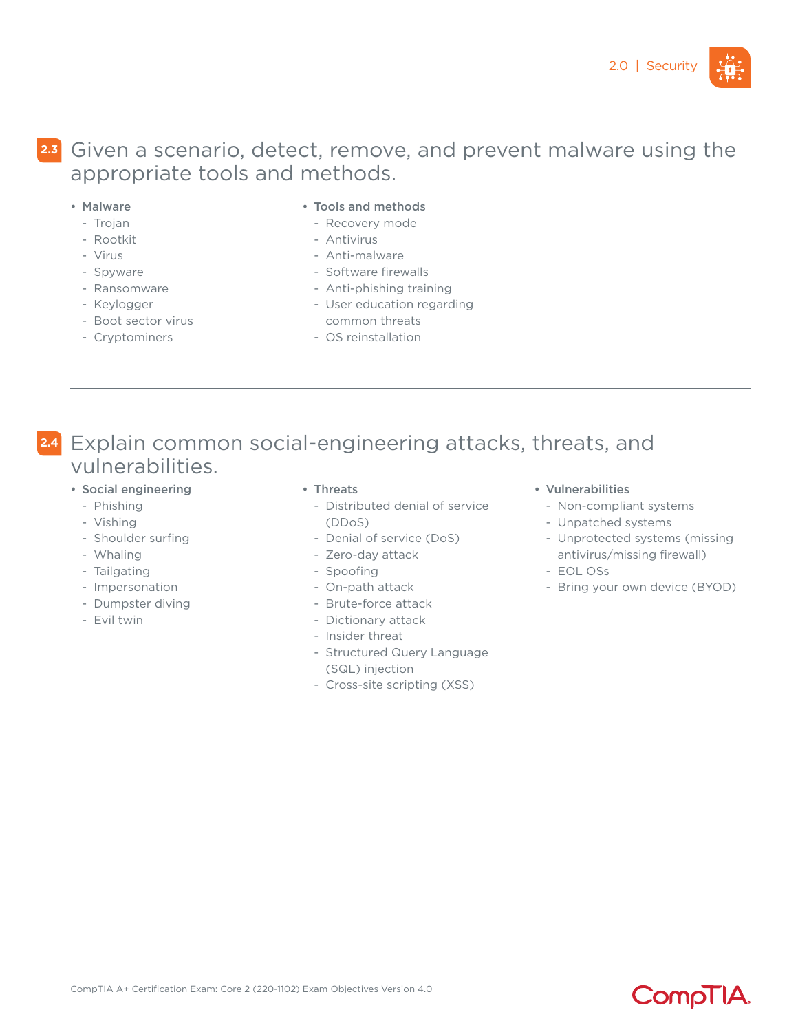## 2.3 Given a scenario, detect, remove, and prevent malware using the appropriate tools and methods.

- **Malware**
  - Trojan
  - Rootkit
  - Virus
  - Spyware
  - Ransomware
  - Keylogger
  - Boot sector virus
  - Cryptominers
- **Tools and methods**
  - Recovery mode
  - Antivirus
  - Anti-malware
  - Software firewalls
  - Anti-phishing training
  - User education regarding common threats
  - OS reinstallation

---

## 2.4 Explain common social-engineering attacks, threats, and vulnerabilities.

- **Social engineering**
  - Phishing
  - Vishing
  - Shoulder surfing
  - Whaling
  - Tailgating
  - Impersonation
  - Dumpster diving
  - Evil twin
- **Threats**
  - Distributed denial of service (DDoS)
  - Denial of service (DoS)
  - Zero-day attack
  - Spoofing
  - On-path attack
  - Brute-force attack
  - Dictionary attack
  - Insider threat
  - Structured Query Language (SQL) injection
  - Cross-site scripting (XSS)
- **Vulnerabilities**
  - Non-compliant systems
  - Unpatched systems
  - Unprotected systems (missing antivirus/missing firewall)
  - EOL OSs
  - Bring your own device (BYOD)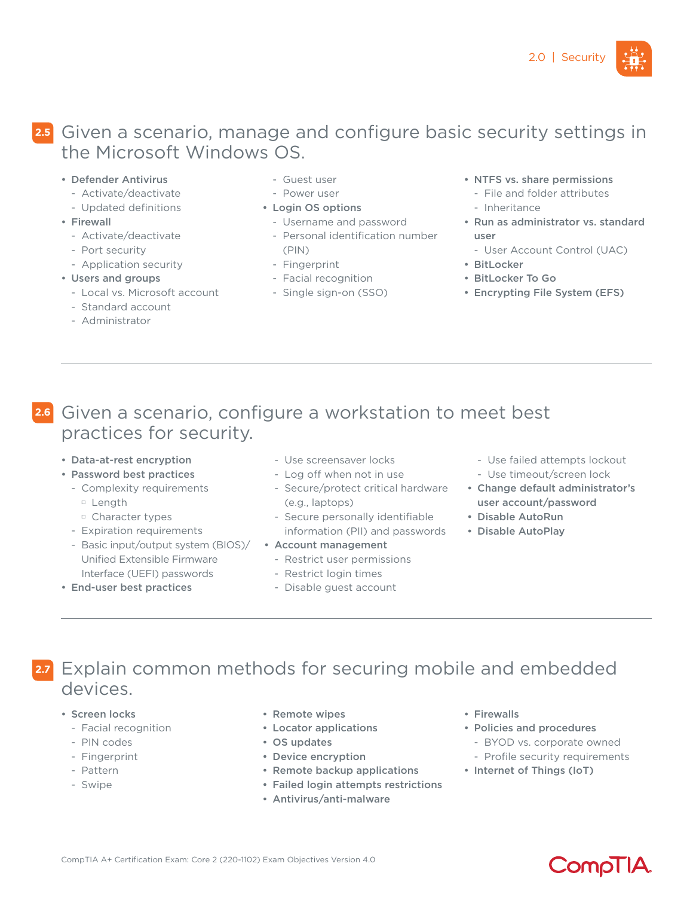## 2.5 Given a scenario, manage and configure basic security settings in the Microsoft Windows OS.

- **Defender Antivirus**
  - Activate/deactivate
  - Updated definitions
- **Firewall**
  - Activate/deactivate
  - Port security
  - Application security
- **Users and groups**
  - Local vs. Microsoft account
  - Standard account
  - Administrator
  - Guest user
  - Power user
- **Login OS options**
  - Username and password
  - Personal identification number (PIN)
  - Fingerprint
  - Facial recognition
  - Single sign-on (SSO)
- **NTFS vs. share permissions**
  - File and folder attributes
  - Inheritance
- **Run as administrator vs. standard user**
  - User Account Control (UAC)
- **BitLocker**
- **BitLocker To Go**
- **Encrypting File System (EFS)**

---

## 2.6 Given a scenario, configure a workstation to meet best practices for security.

- **Data-at-rest encryption**
- **Password best practices**
  - Complexity requirements
    - Length
    - Character types
  - Expiration requirements
  - Basic input/output system (BIOS)/ Unified Extensible Firmware Interface (UEFI) passwords
- **End-user best practices**
  - Use screensaver locks
  - Log off when not in use
  - Secure/protect critical hardware (e.g., laptops)
  - Secure personally identifiable information (PII) and passwords
- **Account management**
  - Restrict user permissions
  - Restrict login times
  - Disable guest account
  - Use failed attempts lockout
  - Use timeout/screen lock
- **Change default administrator's user account/password**
- **Disable AutoRun**
- **Disable AutoPlay**

---

## 2.7 Explain common methods for securing mobile and embedded devices.

- **Screen locks**
  - Facial recognition
  - PIN codes
  - Fingerprint
  - Pattern
  - Swipe
- **Remote wipes**
- **Locator applications**
- **OS updates**
- **Device encryption**
- **Remote backup applications**
- **Failed login attempts restrictions**
- **Antivirus/anti-malware**
- **Firewalls**
- **Policies and procedures**
  - BYOD vs. corporate owned
  - Profile security requirements
- **Internet of Things (IoT)**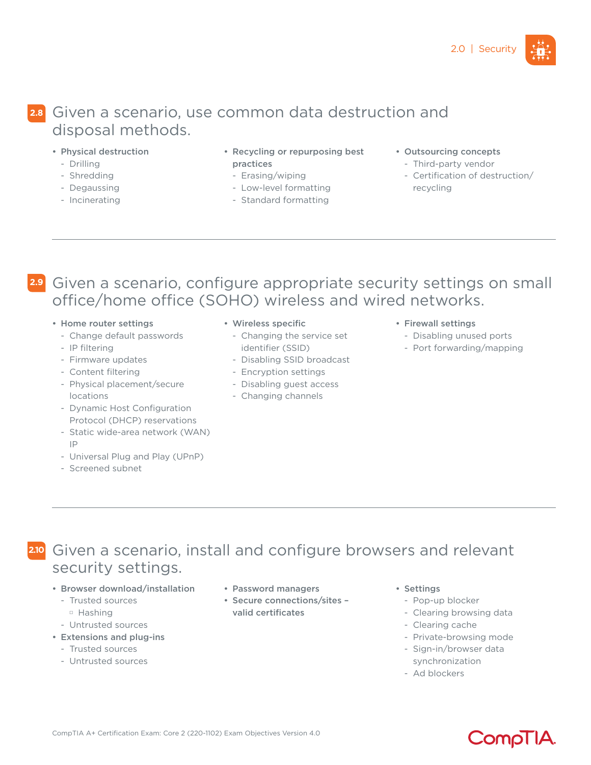## 2.8 Given a scenario, use common data destruction and disposal methods.

- **Physical destruction**
  - Drilling
  - Shredding
  - Degaussing
  - Incinerating
- **Recycling or repurposing best practices**
  - Erasing/wiping
  - Low-level formatting
  - Standard formatting
- **Outsourcing concepts**
  - Third-party vendor
  - Certification of destruction/recycling

---

## 2.9 Given a scenario, configure appropriate security settings on small office/home office (SOHO) wireless and wired networks.

- **Home router settings**
  - Change default passwords
  - IP filtering
  - Firmware updates
  - Content filtering
  - Physical placement/secure locations
  - Dynamic Host Configuration Protocol (DHCP) reservations
  - Static wide-area network (WAN) IP
  - Universal Plug and Play (UPnP)
  - Screened subnet
- **Wireless specific**
  - Changing the service set identifier (SSID)
  - Disabling SSID broadcast
  - Encryption settings
  - Disabling guest access
  - Changing channels
- **Firewall settings**
  - Disabling unused ports
  - Port forwarding/mapping

---

## 2.10 Given a scenario, install and configure browsers and relevant security settings.

- **Browser download/installation**
  - Trusted sources
    - Hashing
  - Untrusted sources
- **Extensions and plug-ins**
  - Trusted sources
  - Untrusted sources
- **Password managers**
- **Secure connections/sites – valid certificates**
- **Settings**
  - Pop-up blocker
  - Clearing browsing data
  - Clearing cache
  - Private-browsing mode
  - Sign-in/browser data synchronization
  - Ad blockers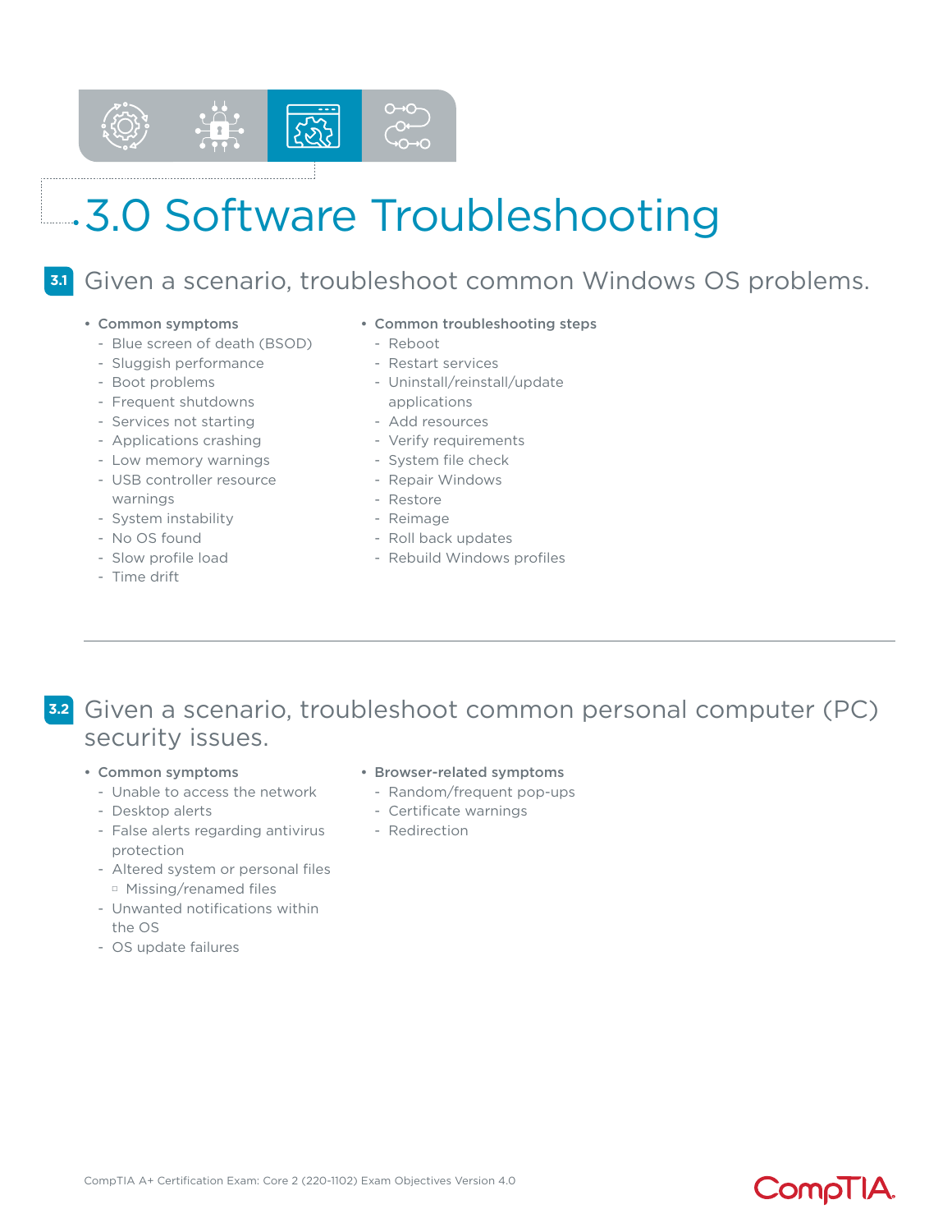# 3.0 Software Troubleshooting

## 3.1 Given a scenario, troubleshoot common Windows OS problems.

- **Common symptoms**
  - Blue screen of death (BSOD)
  - Sluggish performance
  - Boot problems
  - Frequent shutdowns
  - Services not starting
  - Applications crashing
  - Low memory warnings
  - USB controller resource warnings
  - System instability
  - No OS found
  - Slow profile load
  - Time drift
- **Common troubleshooting steps**
  - Reboot
  - Restart services
  - Uninstall/reinstall/update applications
  - Add resources
  - Verify requirements
  - System file check
  - Repair Windows
  - Restore
  - Reimage
  - Roll back updates
  - Rebuild Windows profiles

## 3.2 Given a scenario, troubleshoot common personal computer (PC) security issues.

- **Common symptoms**
  - Unable to access the network
  - Desktop alerts
  - False alerts regarding antivirus protection
  - Altered system or personal files
    - Missing/renamed files
  - Unwanted notifications within the OS
  - OS update failures
- **Browser-related symptoms**
  - Random/frequent pop-ups
  - Certificate warnings
  - Redirection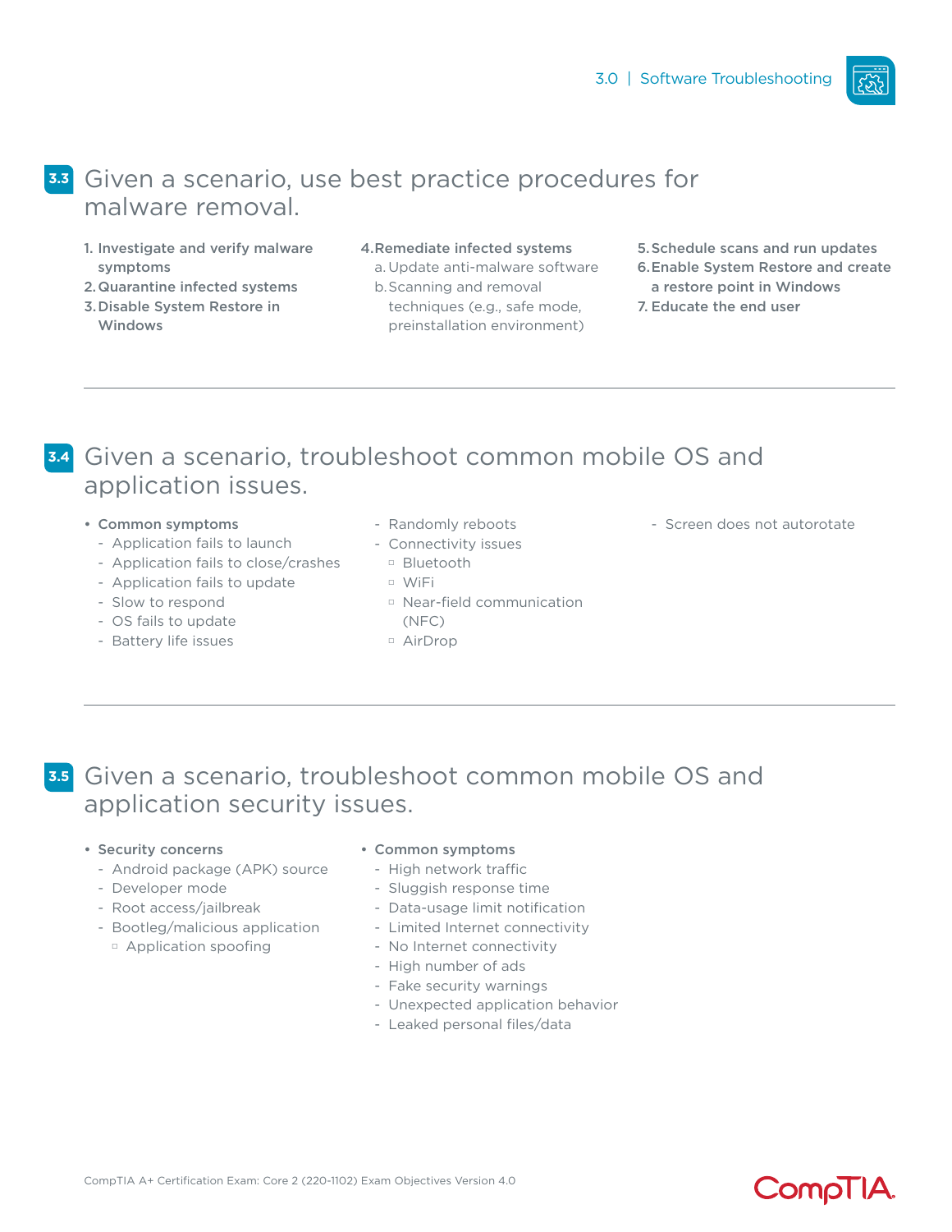## 3.3 Given a scenario, use best practice procedures for malware removal.

1. **Investigate and verify malware symptoms**
2. **Quarantine infected systems**
3. **Disable System Restore in Windows**
4. **Remediate infected systems**
   a. Update anti-malware software
   b. Scanning and removal techniques (e.g., safe mode, preinstallation environment)
5. **Schedule scans and run updates**
6. **Enable System Restore and create a restore point in Windows**
7. **Educate the end user**

---

## 3.4 Given a scenario, troubleshoot common mobile OS and application issues.

- **Common symptoms**
  - Application fails to launch
  - Application fails to close/crashes
  - Application fails to update
  - Slow to respond
  - OS fails to update
  - Battery life issues
  - Randomly reboots
  - Connectivity issues
    - Bluetooth
    - WiFi
    - Near-field communication (NFC)
    - AirDrop
  - Screen does not autorotate

---

## 3.5 Given a scenario, troubleshoot common mobile OS and application security issues.

- **Security concerns**
  - Android package (APK) source
  - Developer mode
  - Root access/jailbreak
  - Bootleg/malicious application
    - Application spoofing
- **Common symptoms**
  - High network traffic
  - Sluggish response time
  - Data-usage limit notification
  - Limited Internet connectivity
  - No Internet connectivity
  - High number of ads
  - Fake security warnings
  - Unexpected application behavior
  - Leaked personal files/data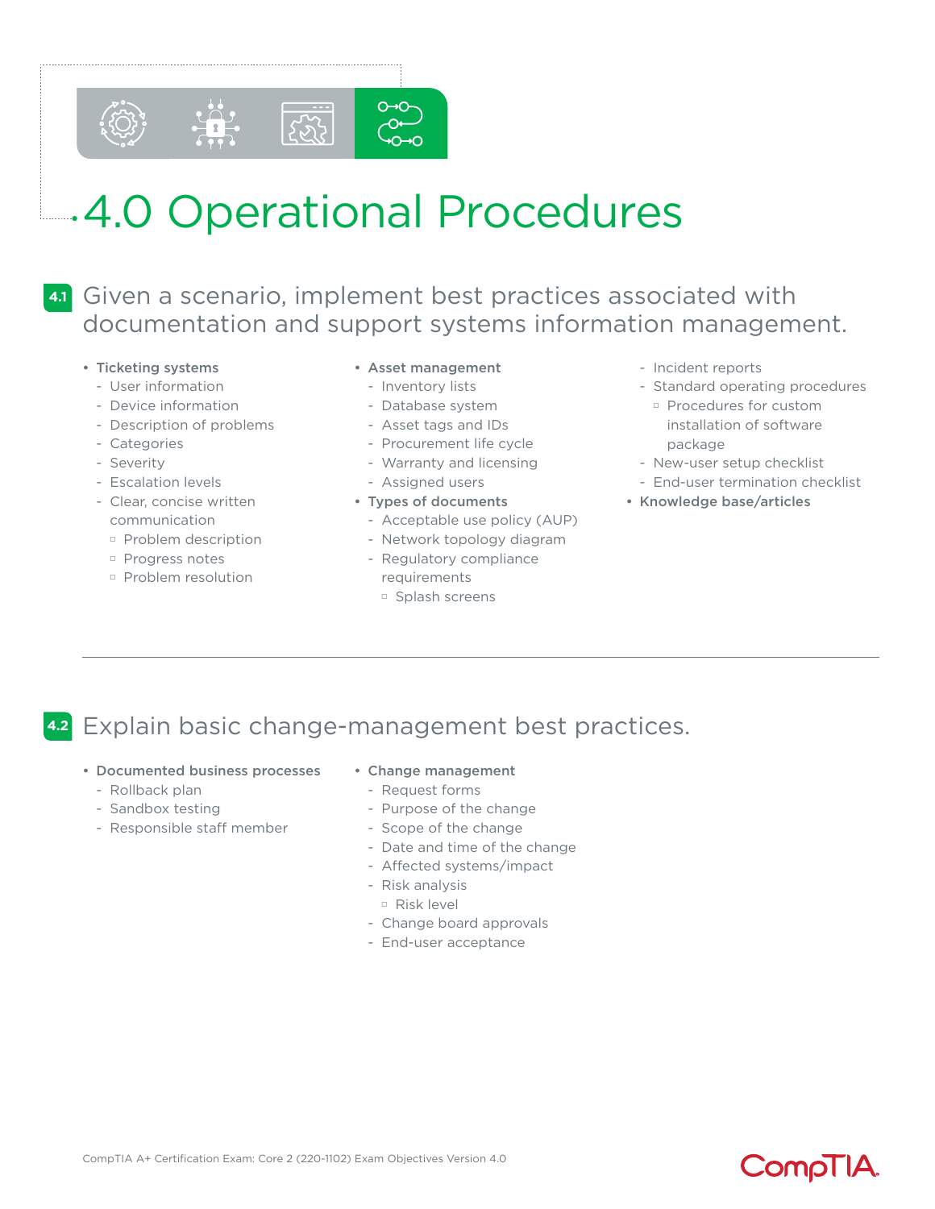# 4.0 Operational Procedures

## 4.1 Given a scenario, implement best practices associated with documentation and support systems information management.

- **Ticketing systems**
  - User information
  - Device information
  - Description of problems
  - Categories
  - Severity
  - Escalation levels
  - Clear, concise written communication
    - Problem description
    - Progress notes
    - Problem resolution
- **Asset management**
  - Inventory lists
  - Database system
  - Asset tags and IDs
  - Procurement life cycle
  - Warranty and licensing
  - Assigned users
- **Types of documents**
  - Acceptable use policy (AUP)
  - Network topology diagram
  - Regulatory compliance requirements
    - Splash screens
  - Incident reports
  - Standard operating procedures
    - Procedures for custom installation of software package
  - New-user setup checklist
  - End-user termination checklist
- **Knowledge base/articles**

## 4.2 Explain basic change-management best practices.

- **Documented business processes**
  - Rollback plan
  - Sandbox testing
  - Responsible staff member
- **Change management**
  - Request forms
  - Purpose of the change
  - Scope of the change
  - Date and time of the change
  - Affected systems/impact
  - Risk analysis
    - Risk level
  - Change board approvals
  - End-user acceptance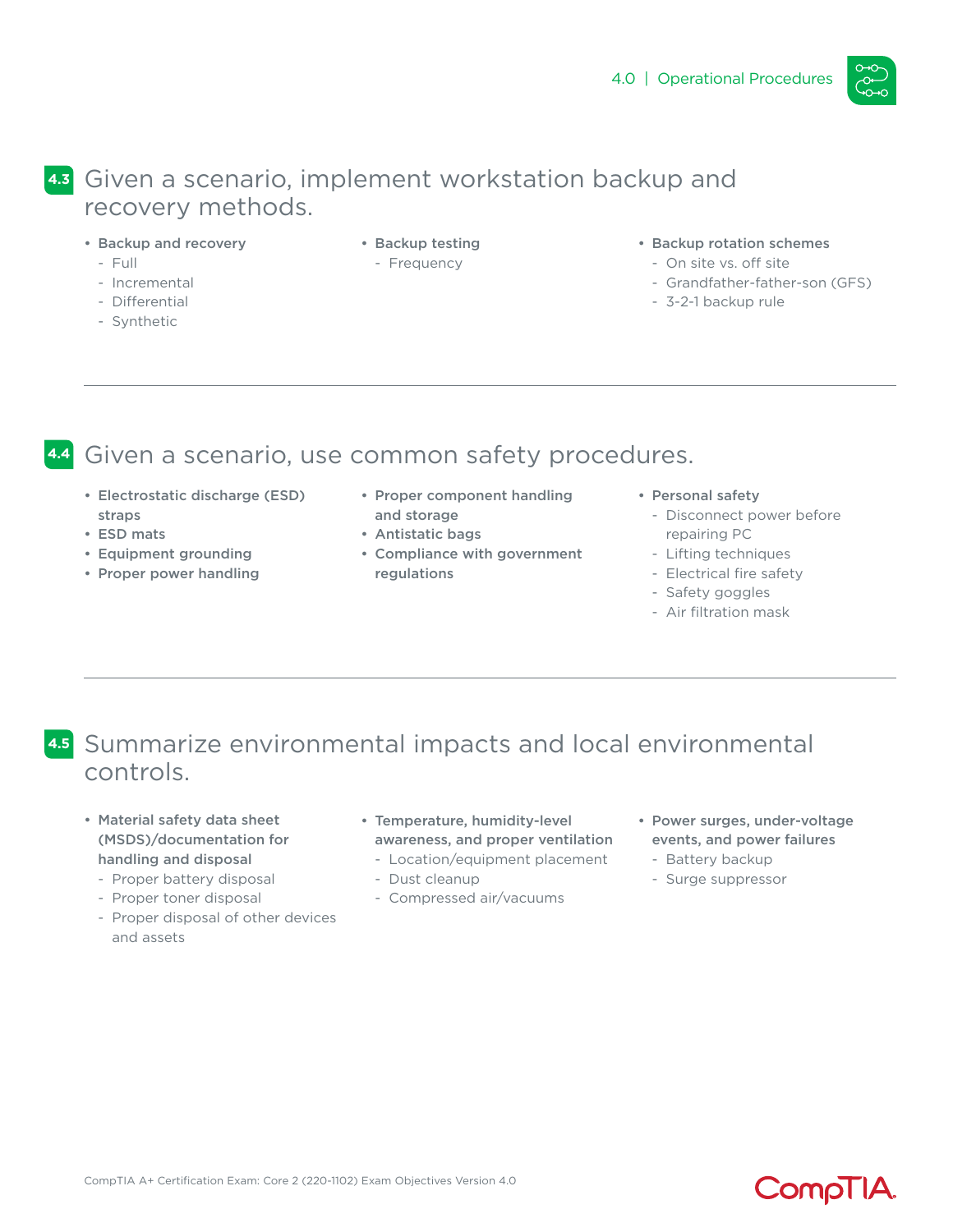## 4.3 Given a scenario, implement workstation backup and recovery methods.

- **Backup and recovery**
  - Full
  - Incremental
  - Differential
  - Synthetic
- **Backup testing**
  - Frequency
- **Backup rotation schemes**
  - On site vs. off site
  - Grandfather-father-son (GFS)
  - 3-2-1 backup rule

## 4.4 Given a scenario, use common safety procedures.

- **Electrostatic discharge (ESD) straps**
- **ESD mats**
- **Equipment grounding**
- **Proper power handling**
- **Proper component handling and storage**
- **Antistatic bags**
- **Compliance with government regulations**
- **Personal safety**
  - Disconnect power before repairing PC
  - Lifting techniques
  - Electrical fire safety
  - Safety goggles
  - Air filtration mask

## 4.5 Summarize environmental impacts and local environmental controls.

- **Material safety data sheet (MSDS)/documentation for handling and disposal**
  - Proper battery disposal
  - Proper toner disposal
  - Proper disposal of other devices and assets
- **Temperature, humidity-level awareness, and proper ventilation**
  - Location/equipment placement
  - Dust cleanup
  - Compressed air/vacuums
- **Power surges, under-voltage events, and power failures**
  - Battery backup
  - Surge suppressor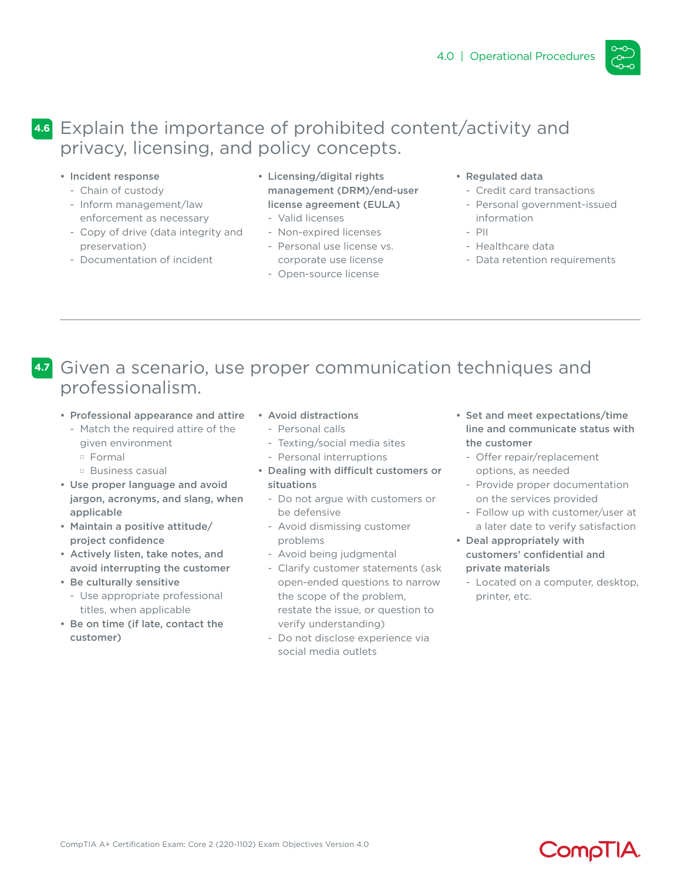## 4.6 Explain the importance of prohibited content/activity and privacy, licensing, and policy concepts.

- **Incident response**
  - Chain of custody
  - Inform management/law enforcement as necessary
  - Copy of drive (data integrity and preservation)
  - Documentation of incident
- **Licensing/digital rights management (DRM)/end-user license agreement (EULA)**
  - Valid licenses
  - Non-expired licenses
  - Personal use license vs. corporate use license
  - Open-source license
- **Regulated data**
  - Credit card transactions
  - Personal government-issued information
  - PII
  - Healthcare data
  - Data retention requirements

---

## 4.7 Given a scenario, use proper communication techniques and professionalism.

- **Professional appearance and attire**
  - Match the required attire of the given environment
    - Formal
    - Business casual
- **Use proper language and avoid jargon, acronyms, and slang, when applicable**
- **Maintain a positive attitude/ project confidence**
- **Actively listen, take notes, and avoid interrupting the customer**
- **Be culturally sensitive**
  - Use appropriate professional titles, when applicable
- **Be on time (if late, contact the customer)**
- **Avoid distractions**
  - Personal calls
  - Texting/social media sites
  - Personal interruptions
- **Dealing with difficult customers or situations**
  - Do not argue with customers or be defensive
  - Avoid dismissing customer problems
  - Avoid being judgmental
  - Clarify customer statements (ask open-ended questions to narrow the scope of the problem, restate the issue, or question to verify understanding)
  - Do not disclose experience via social media outlets
- **Set and meet expectations/time line and communicate status with the customer**
  - Offer repair/replacement options, as needed
  - Provide proper documentation on the services provided
  - Follow up with customer/user at a later date to verify satisfaction
- **Deal appropriately with customers' confidential and private materials**
  - Located on a computer, desktop, printer, etc.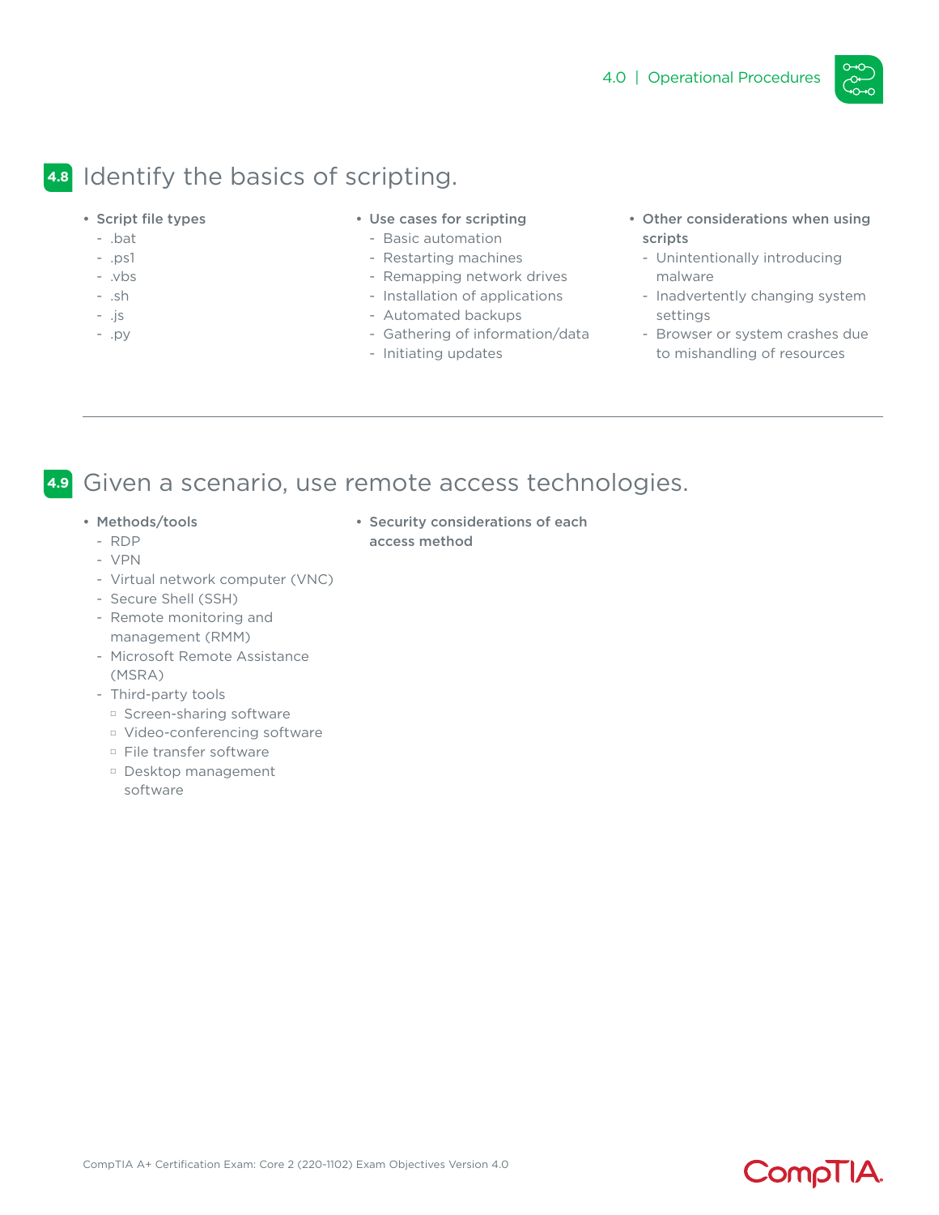## 4.8 Identify the basics of scripting.

- **Script file types**
  - .bat
  - .ps1
  - .vbs
  - .sh
  - .js
  - .py
- **Use cases for scripting**
  - Basic automation
  - Restarting machines
  - Remapping network drives
  - Installation of applications
  - Automated backups
  - Gathering of information/data
  - Initiating updates
- **Other considerations when using scripts**
  - Unintentionally introducing malware
  - Inadvertently changing system settings
  - Browser or system crashes due to mishandling of resources

---

## 4.9 Given a scenario, use remote access technologies.

- **Methods/tools**
  - RDP
  - VPN
  - Virtual network computer (VNC)
  - Secure Shell (SSH)
  - Remote monitoring and management (RMM)
  - Microsoft Remote Assistance (MSRA)
  - Third-party tools
    - Screen-sharing software
    - Video-conferencing software
    - File transfer software
    - Desktop management software
- **Security considerations of each access method**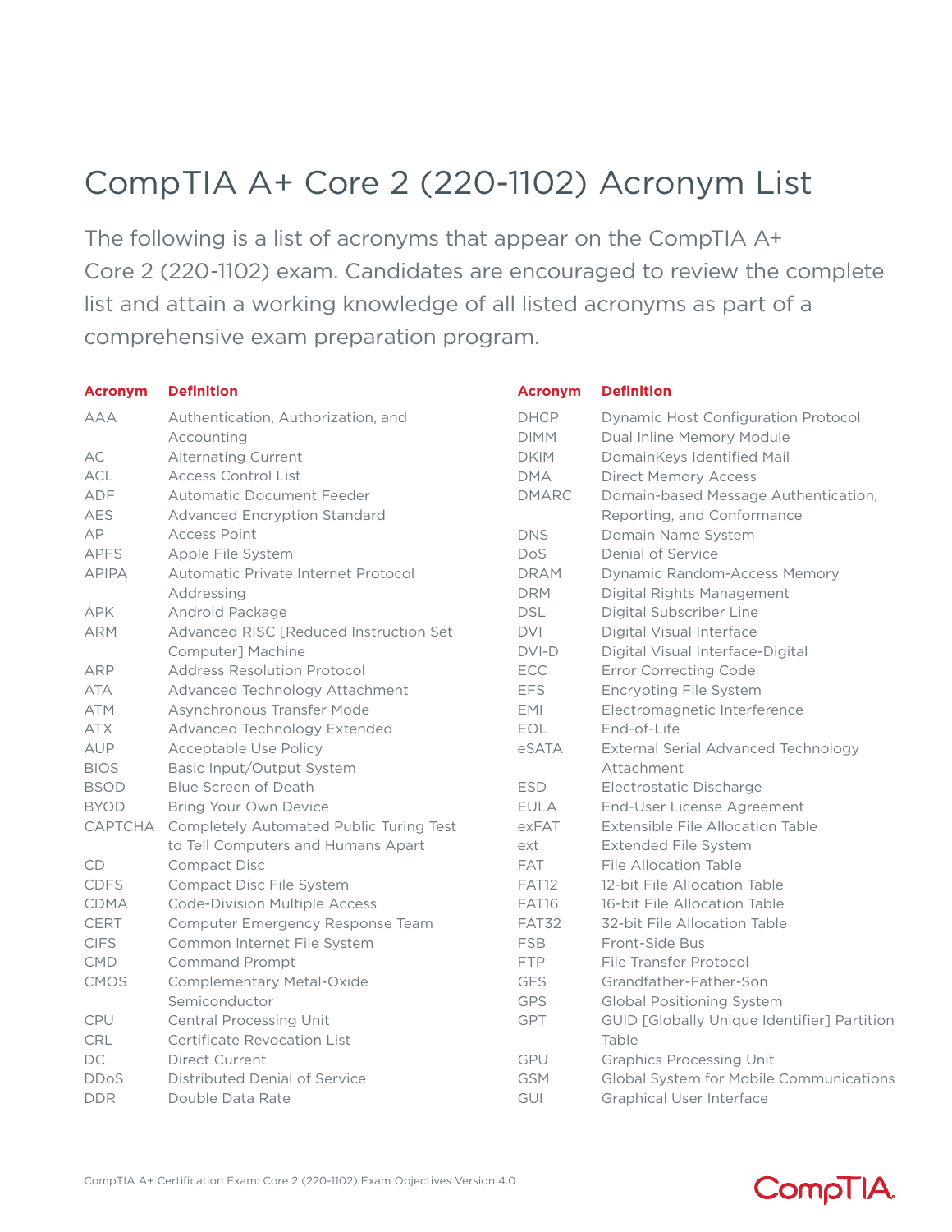# CompTIA A+ Core 2 (220-1102) Acronym List

The following is a list of acronyms that appear on the CompTIA A+ Core 2 (220-1102) exam. Candidates are encouraged to review the complete list and attain a working knowledge of all listed acronyms as part of a comprehensive exam preparation program.

| Acronym | Definition |
| --- | --- |
| AAA | Authentication, Authorization, and Accounting |
| AC | Alternating Current |
| ACL | Access Control List |
| ADF | Automatic Document Feeder |
| AES | Advanced Encryption Standard |
| AP | Access Point |
| APFS | Apple File System |
| APIPA | Automatic Private Internet Protocol Addressing |
| APK | Android Package |
| ARM | Advanced RISC [Reduced Instruction Set Computer] Machine |
| ARP | Address Resolution Protocol |
| ATA | Advanced Technology Attachment |
| ATM | Asynchronous Transfer Mode |
| ATX | Advanced Technology Extended |
| AUP | Acceptable Use Policy |
| BIOS | Basic Input/Output System |
| BSOD | Blue Screen of Death |
| BYOD | Bring Your Own Device |
| CAPTCHA | Completely Automated Public Turing Test to Tell Computers and Humans Apart |
| CD | Compact Disc |
| CDFS | Compact Disc File System |
| CDMA | Code-Division Multiple Access |
| CERT | Computer Emergency Response Team |
| CIFS | Common Internet File System |
| CMD | Command Prompt |
| CMOS | Complementary Metal-Oxide Semiconductor |
| CPU | Central Processing Unit |
| CRL | Certificate Revocation List |
| DC | Direct Current |
| DDoS | Distributed Denial of Service |
| DDR | Double Data Rate |
| DHCP | Dynamic Host Configuration Protocol |
| DIMM | Dual Inline Memory Module |
| DKIM | DomainKeys Identified Mail |
| DMA | Direct Memory Access |
| DMARC | Domain-based Message Authentication, Reporting, and Conformance |
| DNS | Domain Name System |
| DoS | Denial of Service |
| DRAM | Dynamic Random-Access Memory |
| DRM | Digital Rights Management |
| DSL | Digital Subscriber Line |
| DVI | Digital Visual Interface |
| DVI-D | Digital Visual Interface-Digital |
| ECC | Error Correcting Code |
| EFS | Encrypting File System |
| EMI | Electromagnetic Interference |
| EOL | End-of-Life |
| eSATA | External Serial Advanced Technology Attachment |
| ESD | Electrostatic Discharge |
| EULA | End-User License Agreement |
| exFAT | Extensible File Allocation Table |
| ext | Extended File System |
| FAT | File Allocation Table |
| FAT12 | 12-bit File Allocation Table |
| FAT16 | 16-bit File Allocation Table |
| FAT32 | 32-bit File Allocation Table |
| FSB | Front-Side Bus |
| FTP | File Transfer Protocol |
| GFS | Grandfather-Father-Son |
| GPS | Global Positioning System |
| GPT | GUID [Globally Unique Identifier] Partition Table |
| GPU | Graphics Processing Unit |
| GSM | Global System for Mobile Communications |
| GUI | Graphical User Interface |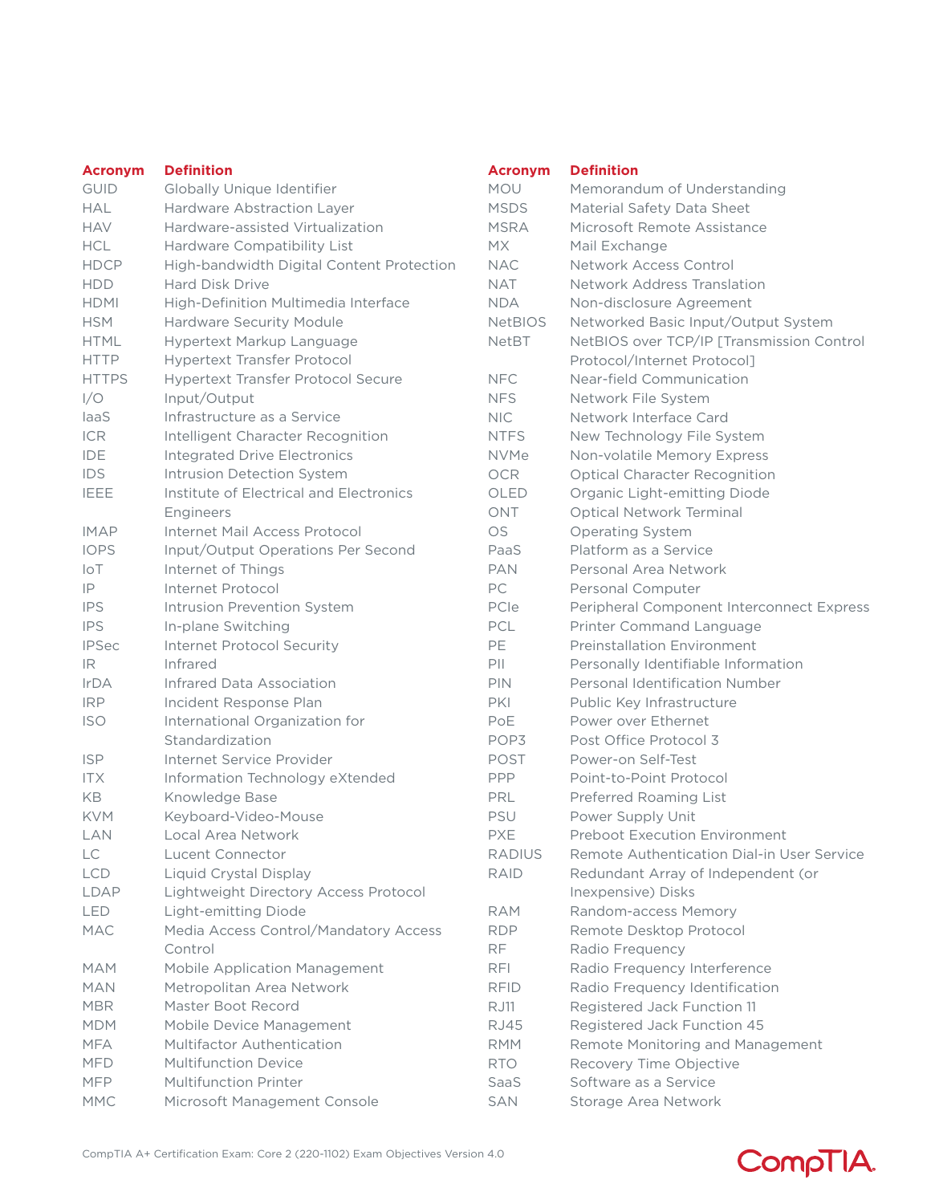| Acronym | Definition |
|---|---|
| GUID | Globally Unique Identifier |
| HAL | Hardware Abstraction Layer |
| HAV | Hardware-assisted Virtualization |
| HCL | Hardware Compatibility List |
| HDCP | High-bandwidth Digital Content Protection |
| HDD | Hard Disk Drive |
| HDMI | High-Definition Multimedia Interface |
| HSM | Hardware Security Module |
| HTML | Hypertext Markup Language |
| HTTP | Hypertext Transfer Protocol |
| HTTPS | Hypertext Transfer Protocol Secure |
| I/O | Input/Output |
| IaaS | Infrastructure as a Service |
| ICR | Intelligent Character Recognition |
| IDE | Integrated Drive Electronics |
| IDS | Intrusion Detection System |
| IEEE | Institute of Electrical and Electronics Engineers |
| IMAP | Internet Mail Access Protocol |
| IOPS | Input/Output Operations Per Second |
| IoT | Internet of Things |
| IP | Internet Protocol |
| IPS | Intrusion Prevention System |
| IPS | In-plane Switching |
| IPSec | Internet Protocol Security |
| IR | Infrared |
| IrDA | Infrared Data Association |
| IRP | Incident Response Plan |
| ISO | International Organization for Standardization |
| ISP | Internet Service Provider |
| ITX | Information Technology eXtended |
| KB | Knowledge Base |
| KVM | Keyboard-Video-Mouse |
| LAN | Local Area Network |
| LC | Lucent Connector |
| LCD | Liquid Crystal Display |
| LDAP | Lightweight Directory Access Protocol |
| LED | Light-emitting Diode |
| MAC | Media Access Control/Mandatory Access Control |
| MAM | Mobile Application Management |
| MAN | Metropolitan Area Network |
| MBR | Master Boot Record |
| MDM | Mobile Device Management |
| MFA | Multifactor Authentication |
| MFD | Multifunction Device |
| MFP | Multifunction Printer |
| MMC | Microsoft Management Console |
| MOU | Memorandum of Understanding |
| MSDS | Material Safety Data Sheet |
| MSRA | Microsoft Remote Assistance |
| MX | Mail Exchange |
| NAC | Network Access Control |
| NAT | Network Address Translation |
| NDA | Non-disclosure Agreement |
| NetBIOS | Networked Basic Input/Output System |
| NetBT | NetBIOS over TCP/IP [Transmission Control Protocol/Internet Protocol] |
| NFC | Near-field Communication |
| NFS | Network File System |
| NIC | Network Interface Card |
| NTFS | New Technology File System |
| NVMe | Non-volatile Memory Express |
| OCR | Optical Character Recognition |
| OLED | Organic Light-emitting Diode |
| ONT | Optical Network Terminal |
| OS | Operating System |
| PaaS | Platform as a Service |
| PAN | Personal Area Network |
| PC | Personal Computer |
| PCIe | Peripheral Component Interconnect Express |
| PCL | Printer Command Language |
| PE | Preinstallation Environment |
| PII | Personally Identifiable Information |
| PIN | Personal Identification Number |
| PKI | Public Key Infrastructure |
| PoE | Power over Ethernet |
| POP3 | Post Office Protocol 3 |
| POST | Power-on Self-Test |
| PPP | Point-to-Point Protocol |
| PRL | Preferred Roaming List |
| PSU | Power Supply Unit |
| PXE | Preboot Execution Environment |
| RADIUS | Remote Authentication Dial-in User Service |
| RAID | Redundant Array of Independent (or Inexpensive) Disks |
| RAM | Random-access Memory |
| RDP | Remote Desktop Protocol |
| RF | Radio Frequency |
| RFI | Radio Frequency Interference |
| RFID | Radio Frequency Identification |
| RJ11 | Registered Jack Function 11 |
| RJ45 | Registered Jack Function 45 |
| RMM | Remote Monitoring and Management |
| RTO | Recovery Time Objective |
| SaaS | Software as a Service |
| SAN | Storage Area Network |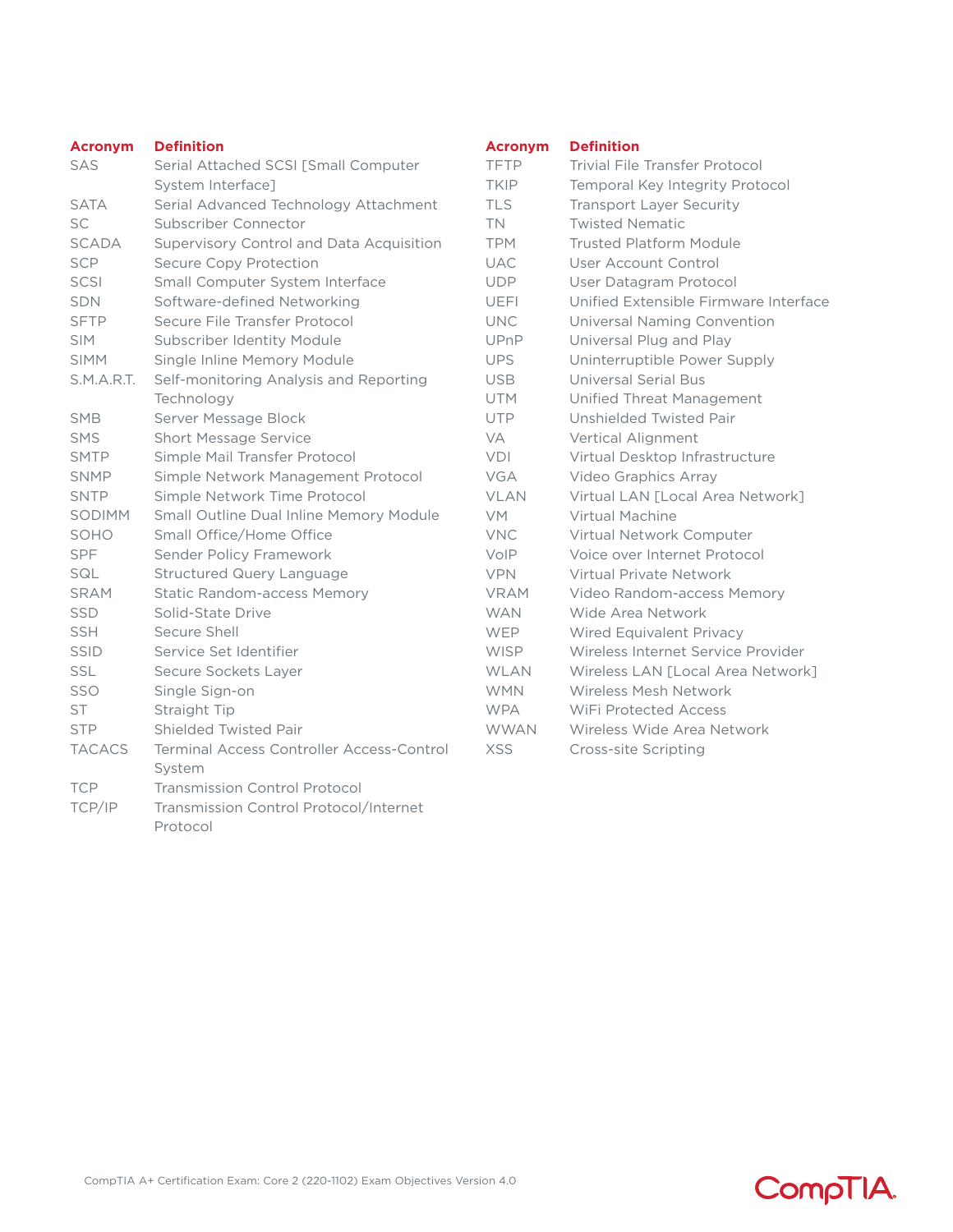| Acronym | Definition |
| --- | --- |
| SAS | Serial Attached SCSI [Small Computer System Interface] |
| SATA | Serial Advanced Technology Attachment |
| SC | Subscriber Connector |
| SCADA | Supervisory Control and Data Acquisition |
| SCP | Secure Copy Protection |
| SCSI | Small Computer System Interface |
| SDN | Software-defined Networking |
| SFTP | Secure File Transfer Protocol |
| SIM | Subscriber Identity Module |
| SIMM | Single Inline Memory Module |
| S.M.A.R.T. | Self-monitoring Analysis and Reporting Technology |
| SMB | Server Message Block |
| SMS | Short Message Service |
| SMTP | Simple Mail Transfer Protocol |
| SNMP | Simple Network Management Protocol |
| SNTP | Simple Network Time Protocol |
| SODIMM | Small Outline Dual Inline Memory Module |
| SOHO | Small Office/Home Office |
| SPF | Sender Policy Framework |
| SQL | Structured Query Language |
| SRAM | Static Random-access Memory |
| SSD | Solid-State Drive |
| SSH | Secure Shell |
| SSID | Service Set Identifier |
| SSL | Secure Sockets Layer |
| SSO | Single Sign-on |
| ST | Straight Tip |
| STP | Shielded Twisted Pair |
| TACACS | Terminal Access Controller Access-Control System |
| TCP | Transmission Control Protocol |
| TCP/IP | Transmission Control Protocol/Internet Protocol |
| TFTP | Trivial File Transfer Protocol |
| TKIP | Temporal Key Integrity Protocol |
| TLS | Transport Layer Security |
| TN | Twisted Nematic |
| TPM | Trusted Platform Module |
| UAC | User Account Control |
| UDP | User Datagram Protocol |
| UEFI | Unified Extensible Firmware Interface |
| UNC | Universal Naming Convention |
| UPnP | Universal Plug and Play |
| UPS | Uninterruptible Power Supply |
| USB | Universal Serial Bus |
| UTM | Unified Threat Management |
| UTP | Unshielded Twisted Pair |
| VA | Vertical Alignment |
| VDI | Virtual Desktop Infrastructure |
| VGA | Video Graphics Array |
| VLAN | Virtual LAN [Local Area Network] |
| VM | Virtual Machine |
| VNC | Virtual Network Computer |
| VoIP | Voice over Internet Protocol |
| VPN | Virtual Private Network |
| VRAM | Video Random-access Memory |
| WAN | Wide Area Network |
| WEP | Wired Equivalent Privacy |
| WISP | Wireless Internet Service Provider |
| WLAN | Wireless LAN [Local Area Network] |
| WMN | Wireless Mesh Network |
| WPA | WiFi Protected Access |
| WWAN | Wireless Wide Area Network |
| XSS | Cross-site Scripting |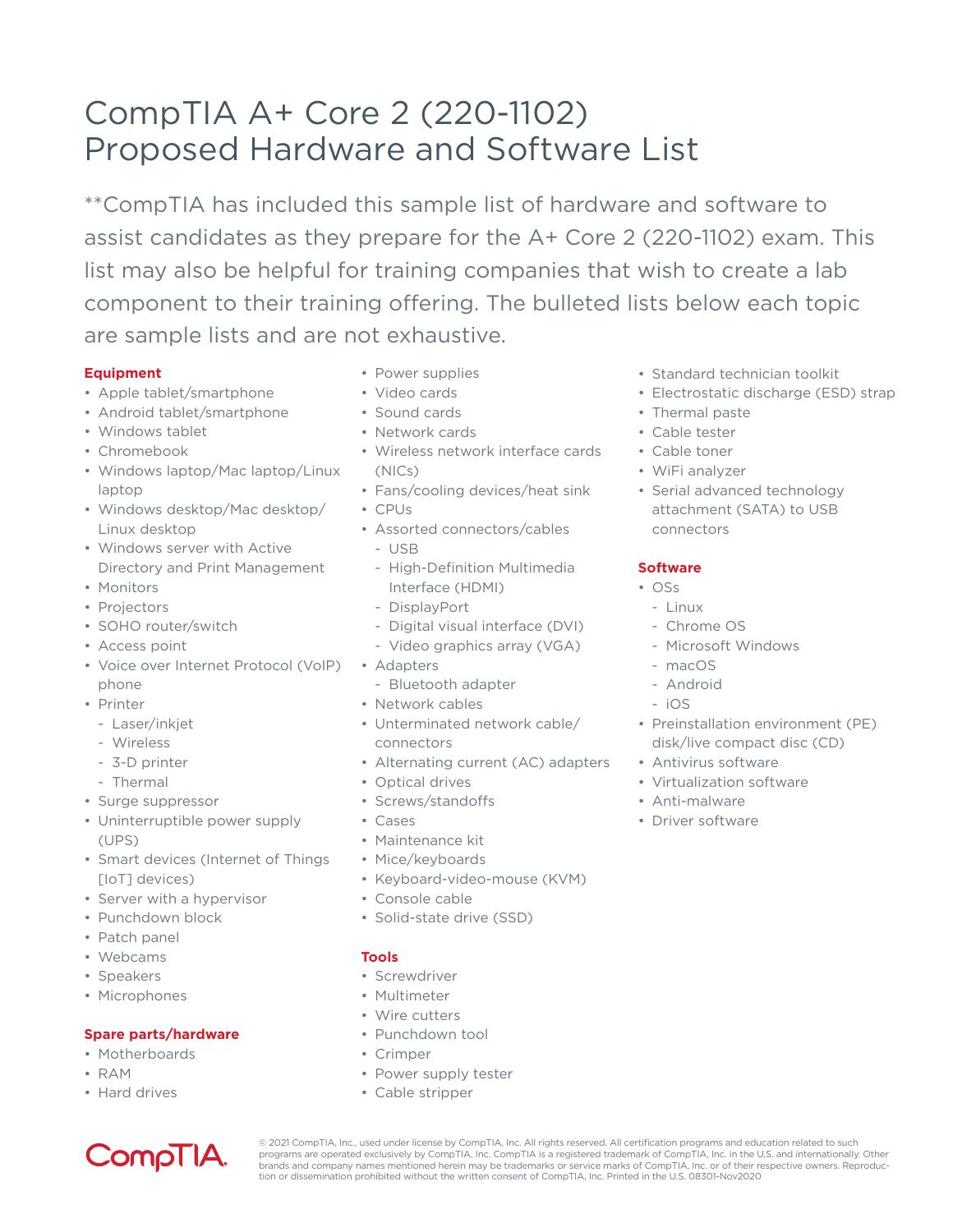# CompTIA A+ Core 2 (220-1102) Proposed Hardware and Software List

**CompTIA has included this sample list of hardware and software to assist candidates as they prepare for the A+ Core 2 (220-1102) exam. This list may also be helpful for training companies that wish to create a lab component to their training offering. The bulleted lists below each topic are sample lists and are not exhaustive.

## Equipment

- Apple tablet/smartphone
- Android tablet/smartphone
- Windows tablet
- Chromebook
- Windows laptop/Mac laptop/Linux laptop
- Windows desktop/Mac desktop/Linux desktop
- Windows server with Active Directory and Print Management
- Monitors
- Projectors
- SOHO router/switch
- Access point
- Voice over Internet Protocol (VoIP) phone
- Printer
  - Laser/inkjet
  - Wireless
  - 3-D printer
  - Thermal
- Surge suppressor
- Uninterruptible power supply (UPS)
- Smart devices (Internet of Things [IoT] devices)
- Server with a hypervisor
- Punchdown block
- Patch panel
- Webcams
- Speakers
- Microphones

## Spare parts/hardware

- Motherboards
- RAM
- Hard drives
- Power supplies
- Video cards
- Sound cards
- Network cards
- Wireless network interface cards (NICs)
- Fans/cooling devices/heat sink
- CPUs
- Assorted connectors/cables
  - USB
  - High-Definition Multimedia Interface (HDMI)
  - DisplayPort
  - Digital visual interface (DVI)
  - Video graphics array (VGA)
- Adapters
  - Bluetooth adapter
- Network cables
- Unterminated network cable/connectors
- Alternating current (AC) adapters
- Optical drives
- Screws/standoffs
- Cases
- Maintenance kit
- Mice/keyboards
- Keyboard-video-mouse (KVM)
- Console cable
- Solid-state drive (SSD)

## Tools

- Screwdriver
- Multimeter
- Wire cutters
- Punchdown tool
- Crimper
- Power supply tester
- Cable stripper
- Standard technician toolkit
- Electrostatic discharge (ESD) strap
- Thermal paste
- Cable tester
- Cable toner
- WiFi analyzer
- Serial advanced technology attachment (SATA) to USB connectors

## Software

- OSs
  - Linux
  - Chrome OS
  - Microsoft Windows
  - macOS
  - Android
  - iOS
- Preinstallation environment (PE) disk/live compact disc (CD)
- Antivirus software
- Virtualization software
- Anti-malware
- Driver software

© 2021 CompTIA, Inc., used under license by CompTIA, Inc. All rights reserved. All certification programs and education related to such programs are operated exclusively by CompTIA, Inc. CompTIA is a registered trademark of CompTIA, Inc. in the U.S. and internationally. Other brands and company names mentioned herein may be trademarks or service marks of CompTIA, Inc. or of their respective owners. Reproduction or dissemination prohibited without the written consent of CompTIA, Inc. Printed in the U.S. 08301-Nov2020